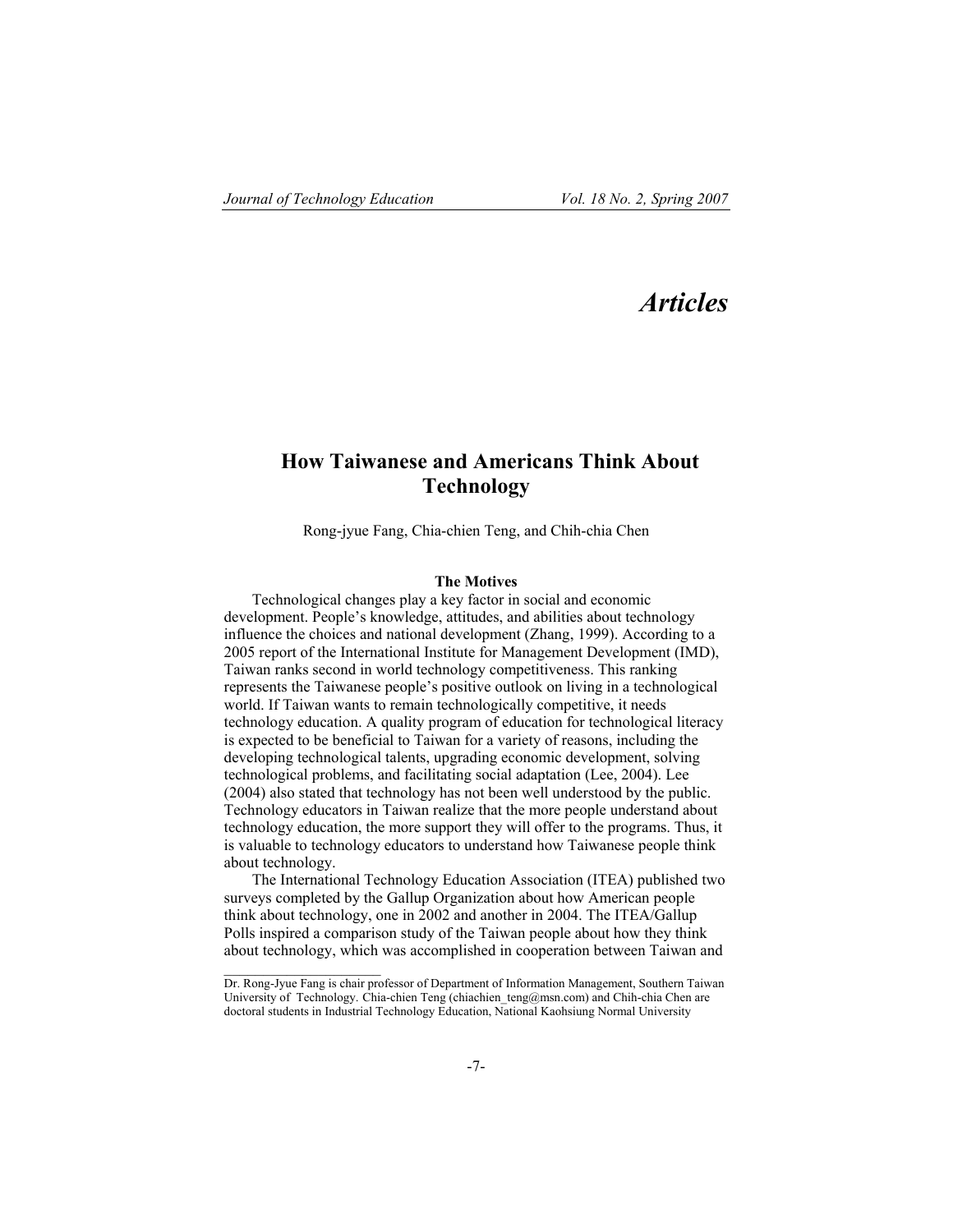# Articles

## How Taiwanese and Americans Think About Technology

Rong-jyue Fang, Chia-chien Teng, and Chih-chia Chen

### The Motives

Technological changes play a key factor in social and economic development. People's knowledge, attitudes, and abilities about technology influence the choices and national development (Zhang, 1999). According to a 2005 report of the International Institute for Management Development (IMD), Taiwan ranks second in world technology competitiveness. This ranking represents the Taiwanese people's positive outlook on living in a technological world. If Taiwan wants to remain technologically competitive, it needs technology education. A quality program of education for technological literacy is expected to be beneficial to Taiwan for a variety of reasons, including the developing technological talents, upgrading economic development, solving technological problems, and facilitating social adaptation (Lee, 2004). Lee (2004) also stated that technology has not been well understood by the public. Technology educators in Taiwan realize that the more people understand about technology education, the more support they will offer to the programs. Thus, it is valuable to technology educators to understand how Taiwanese people think about technology.

The International Technology Education Association (ITEA) published two surveys completed by the Gallup Organization about how American people think about technology, one in 2002 and another in 2004. The ITEA/Gallup Polls inspired a comparison study of the Taiwan people about how they think about technology, which was accomplished in cooperation between Taiwan and

---

Dr. Rong-Jyue Fang is chair professor of Department of Information Management, Southern Taiwan University of Technology. Chia-chien Teng (chiachien_teng@msn.com) and Chih-chia Chen are doctoral students in Industrial Technology Education, National Kaohsiung Normal University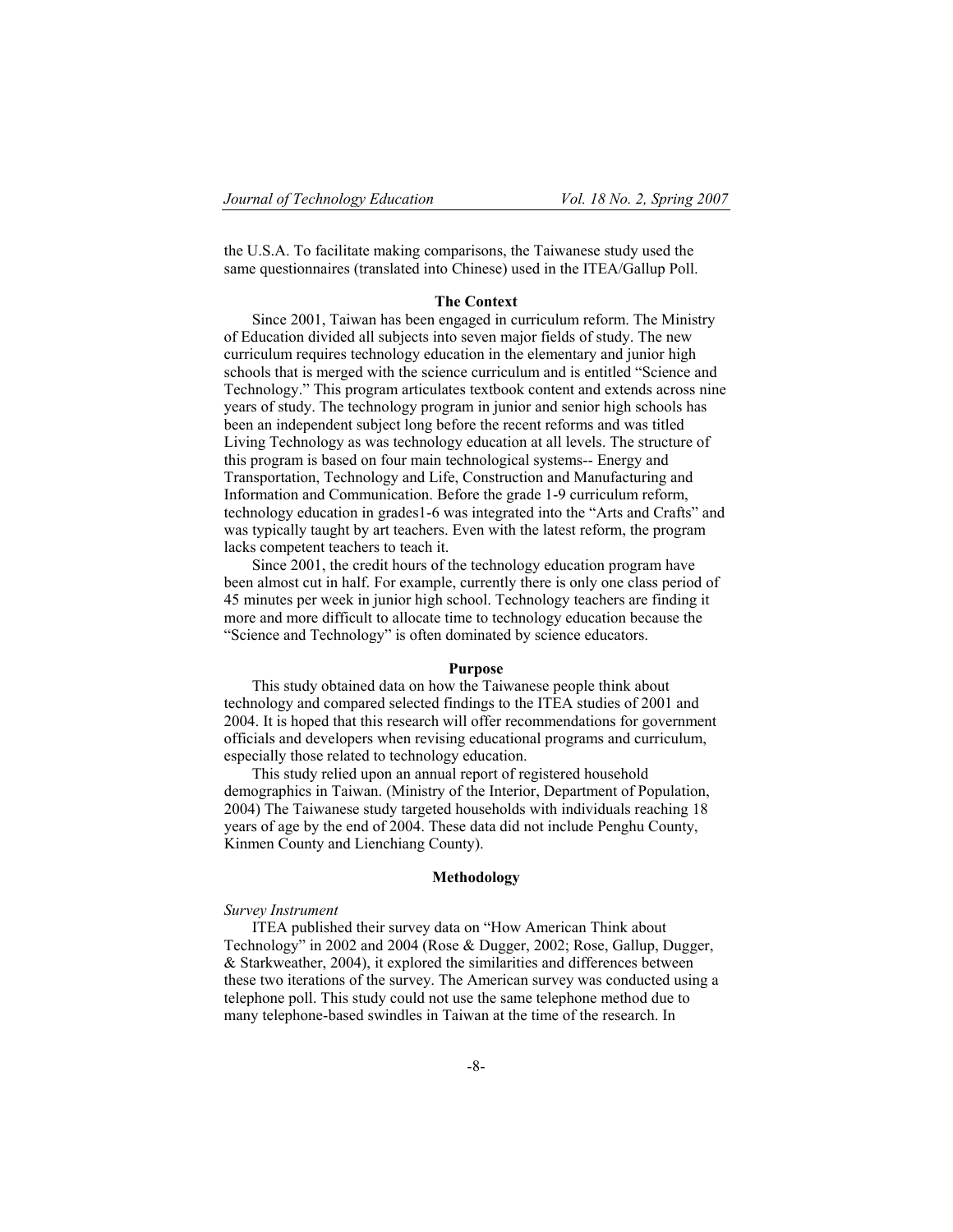the U.S.A. To facilitate making comparisons, the Taiwanese study used the same questionnaires (translated into Chinese) used in the ITEA/Gallup Poll.

## The Context

Since 2001, Taiwan has been engaged in curriculum reform. The Ministry of Education divided all subjects into seven major fields of study. The new curriculum requires technology education in the elementary and junior high schools that is merged with the science curriculum and is entitled "Science and Technology." This program articulates textbook content and extends across nine years of study. The technology program in junior and senior high schools has been an independent subject long before the recent reforms and was titled Living Technology as was technology education at all levels. The structure of this program is based on four main technological systems-- Energy and Transportation, Technology and Life, Construction and Manufacturing and Information and Communication. Before the grade 1-9 curriculum reform, technology education in grades1-6 was integrated into the "Arts and Crafts" and was typically taught by art teachers. Even with the latest reform, the program lacks competent teachers to teach it.

Since 2001, the credit hours of the technology education program have been almost cut in half. For example, currently there is only one class period of 45 minutes per week in junior high school. Technology teachers are finding it more and more difficult to allocate time to technology education because the "Science and Technology" is often dominated by science educators.

## Purpose

This study obtained data on how the Taiwanese people think about technology and compared selected findings to the ITEA studies of 2001 and 2004. It is hoped that this research will offer recommendations for government officials and developers when revising educational programs and curriculum, especially those related to technology education.

This study relied upon an annual report of registered household demographics in Taiwan. (Ministry of the Interior, Department of Population, 2004) The Taiwanese study targeted households with individuals reaching 18 years of age by the end of 2004. These data did not include Penghu County, Kinmen County and Lienchiang County).

## Methodology

*Survey Instrument*

ITEA published their survey data on "How American Think about Technology" in 2002 and 2004 (Rose & Dugger, 2002; Rose, Gallup, Dugger, & Starkweather, 2004), it explored the similarities and differences between these two iterations of the survey. The American survey was conducted using a telephone poll. This study could not use the same telephone method due to many telephone-based swindles in Taiwan at the time of the research. In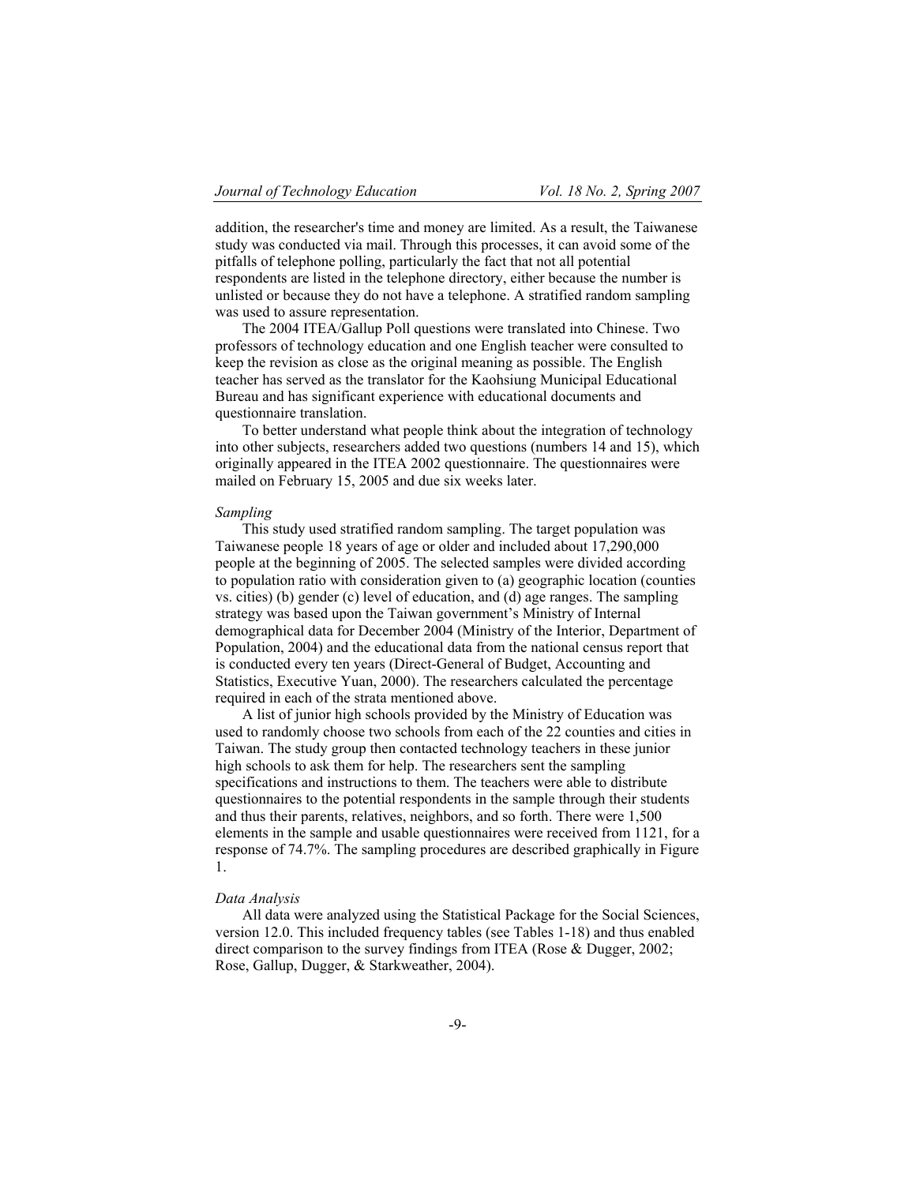addition, the researcher's time and money are limited. As a result, the Taiwanese study was conducted via mail. Through this processes, it can avoid some of the pitfalls of telephone polling, particularly the fact that not all potential respondents are listed in the telephone directory, either because the number is unlisted or because they do not have a telephone. A stratified random sampling was used to assure representation.

The 2004 ITEA/Gallup Poll questions were translated into Chinese. Two professors of technology education and one English teacher were consulted to keep the revision as close as the original meaning as possible. The English teacher has served as the translator for the Kaohsiung Municipal Educational Bureau and has significant experience with educational documents and questionnaire translation.

To better understand what people think about the integration of technology into other subjects, researchers added two questions (numbers 14 and 15), which originally appeared in the ITEA 2002 questionnaire. The questionnaires were mailed on February 15, 2005 and due six weeks later.

*Sampling*

This study used stratified random sampling. The target population was Taiwanese people 18 years of age or older and included about 17,290,000 people at the beginning of 2005. The selected samples were divided according to population ratio with consideration given to (a) geographic location (counties vs. cities) (b) gender (c) level of education, and (d) age ranges. The sampling strategy was based upon the Taiwan government's Ministry of Internal demographical data for December 2004 (Ministry of the Interior, Department of Population, 2004) and the educational data from the national census report that is conducted every ten years (Direct-General of Budget, Accounting and Statistics, Executive Yuan, 2000). The researchers calculated the percentage required in each of the strata mentioned above.

A list of junior high schools provided by the Ministry of Education was used to randomly choose two schools from each of the 22 counties and cities in Taiwan. The study group then contacted technology teachers in these junior high schools to ask them for help. The researchers sent the sampling specifications and instructions to them. The teachers were able to distribute questionnaires to the potential respondents in the sample through their students and thus their parents, relatives, neighbors, and so forth. There were 1,500 elements in the sample and usable questionnaires were received from 1121, for a response of 74.7%. The sampling procedures are described graphically in Figure 1.

*Data Analysis*

All data were analyzed using the Statistical Package for the Social Sciences, version 12.0. This included frequency tables (see Tables 1-18) and thus enabled direct comparison to the survey findings from ITEA (Rose & Dugger, 2002; Rose, Gallup, Dugger, & Starkweather, 2004).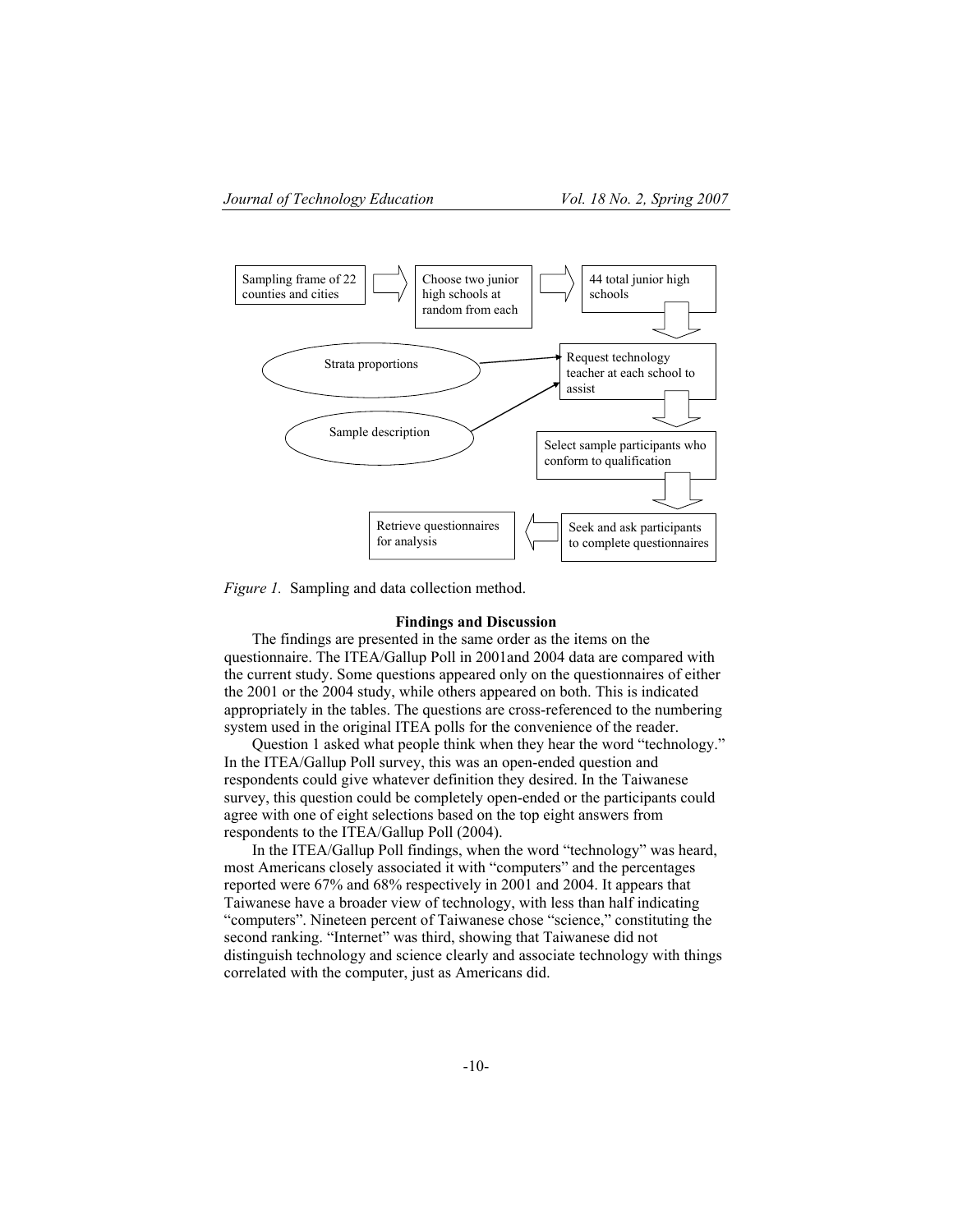Sampling frame of 22 counties and cities → Choose two junior high schools at random from each → 44 total junior high schools → Request technology teacher at each school to assist (Strata proportions; Sample description) → Select sample participants who conform to qualification → Seek and ask participants to complete questionnaires → Retrieve questionnaires for analysis

*Figure 1.* Sampling and data collection method.

**Findings and Discussion**

The findings are presented in the same order as the items on the questionnaire. The ITEA/Gallup Poll in 2001and 2004 data are compared with the current study. Some questions appeared only on the questionnaires of either the 2001 or the 2004 study, while others appeared on both. This is indicated appropriately in the tables. The questions are cross-referenced to the numbering system used in the original ITEA polls for the convenience of the reader.

Question 1 asked what people think when they hear the word "technology." In the ITEA/Gallup Poll survey, this was an open-ended question and respondents could give whatever definition they desired. In the Taiwanese survey, this question could be completely open-ended or the participants could agree with one of eight selections based on the top eight answers from respondents to the ITEA/Gallup Poll (2004).

In the ITEA/Gallup Poll findings, when the word "technology" was heard, most Americans closely associated it with "computers" and the percentages reported were 67% and 68% respectively in 2001 and 2004. It appears that Taiwanese have a broader view of technology, with less than half indicating "computers". Nineteen percent of Taiwanese chose "science," constituting the second ranking. "Internet" was third, showing that Taiwanese did not distinguish technology and science clearly and associate technology with things correlated with the computer, just as Americans did.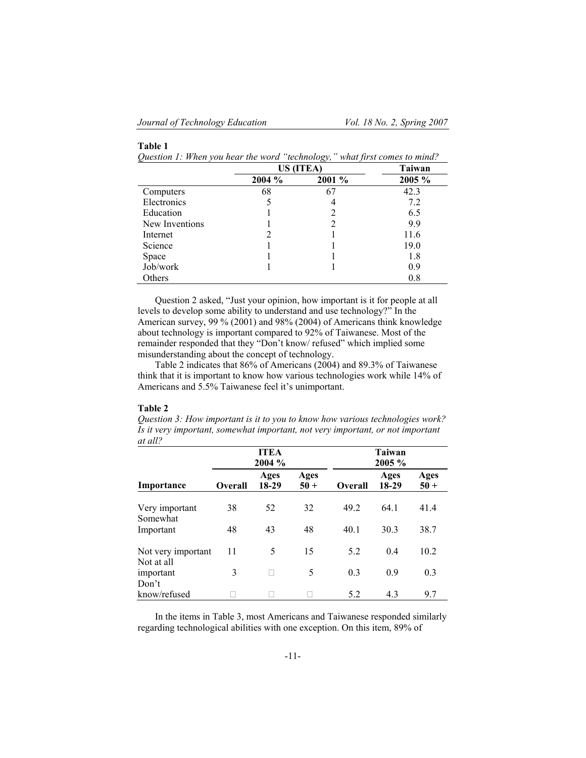**Table 1**

*Question 1: When you hear the word "technology," what first comes to mind?*

| | US (ITEA) | | Taiwan |
|---|---|---|---|
| | 2004 % | 2001 % | 2005 % |
| Computers | 68 | 67 | 42.3 |
| Electronics | 5 | 4 | 7.2 |
| Education | 1 | 2 | 6.5 |
| New Inventions | 1 | 2 | 9.9 |
| Internet | 2 | 1 | 11.6 |
| Science | 1 | 1 | 19.0 |
| Space | 1 | 1 | 1.8 |
| Job/work | 1 | 1 | 0.9 |
| Others | | | 0.8 |

Question 2 asked, "Just your opinion, how important is it for people at all levels to develop some ability to understand and use technology?" In the American survey, 99 % (2001) and 98% (2004) of Americans think knowledge about technology is important compared to 92% of Taiwanese. Most of the remainder responded that they "Don't know/ refused" which implied some misunderstanding about the concept of technology.

Table 2 indicates that 86% of Americans (2004) and 89.3% of Taiwanese think that it is important to know how various technologies work while 14% of Americans and 5.5% Taiwanese feel it's unimportant.

**Table 2**

*Question 3: How important is it to you to know how various technologies work? Is it very important, somewhat important, not very important, or not important at all?*

| | ITEA 2004 % | | | Taiwan 2005 % | | |
|---|---|---|---|---|---|---|
| **Importance** | **Overall** | **Ages 18-29** | **Ages 50 +** | **Overall** | **Ages 18-29** | **Ages 50 +** |
| Very important | 38 | 52 | 32 | 49.2 | 64.1 | 41.4 |
| Somewhat Important | 48 | 43 | 48 | 40.1 | 30.3 | 38.7 |
| Not very important | 11 | 5 | 15 | 5.2 | 0.4 | 10.2 |
| Not at all important | 3 | | 5 | 0.3 | 0.9 | 0.3 |
| Don't know/refused | | | | 5.2 | 4.3 | 9.7 |

In the items in Table 3, most Americans and Taiwanese responded similarly regarding technological abilities with one exception. On this item, 89% of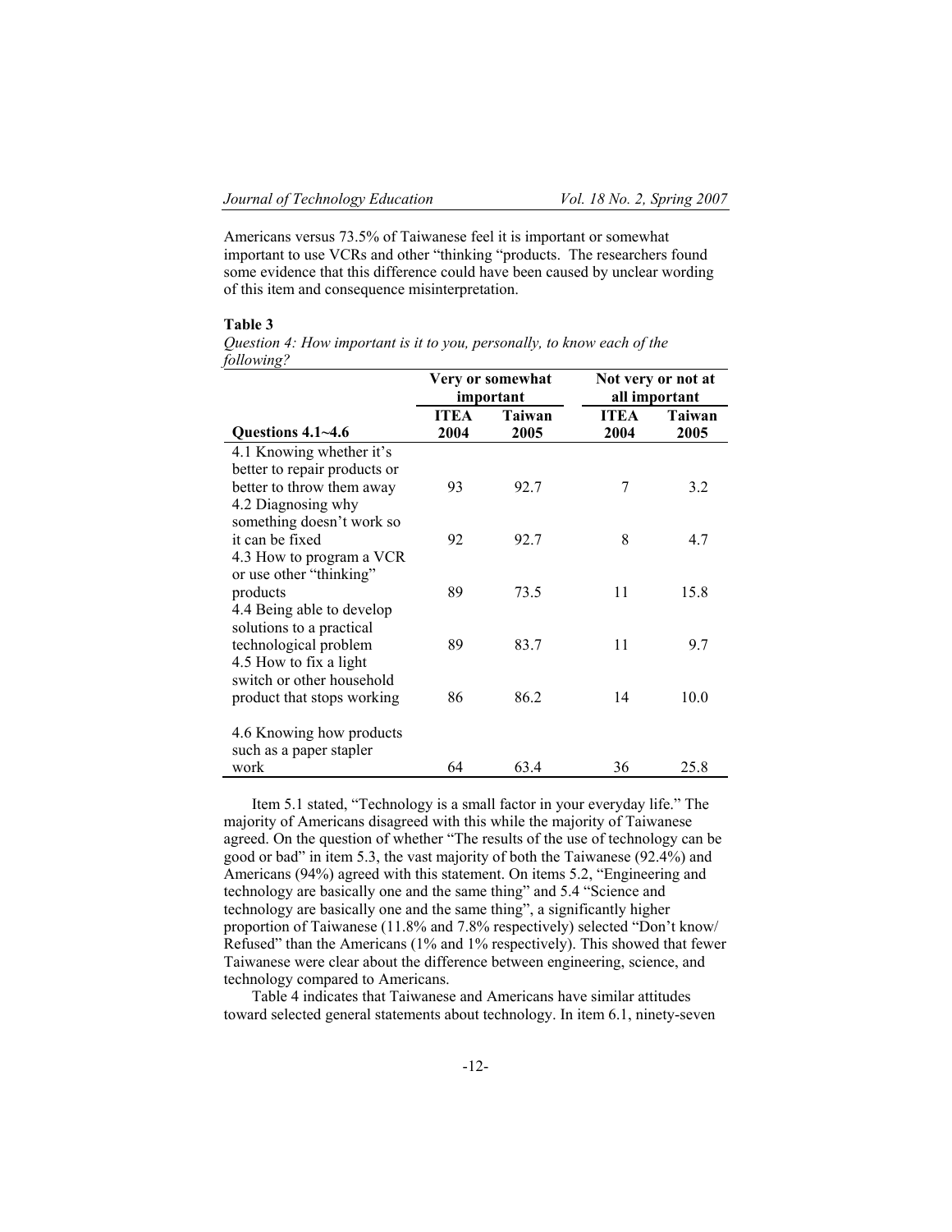Americans versus 73.5% of Taiwanese feel it is important or somewhat important to use VCRs and other "thinking "products. The researchers found some evidence that this difference could have been caused by unclear wording of this item and consequence misinterpretation.

**Table 3**

*Question 4: How important is it to you, personally, to know each of the following?*

| | Very or somewhat important | | Not very or not at all important | |
|---|---|---|---|---|
| **Questions 4.1~4.6** | **ITEA 2004** | **Taiwan 2005** | **ITEA 2004** | **Taiwan 2005** |
| 4.1 Knowing whether it's better to repair products or better to throw them away | 93 | 92.7 | 7 | 3.2 |
| 4.2 Diagnosing why something doesn't work so it can be fixed | 92 | 92.7 | 8 | 4.7 |
| 4.3 How to program a VCR or use other "thinking" products | 89 | 73.5 | 11 | 15.8 |
| 4.4 Being able to develop solutions to a practical technological problem | 89 | 83.7 | 11 | 9.7 |
| 4.5 How to fix a light switch or other household product that stops working | 86 | 86.2 | 14 | 10.0 |
| 4.6 Knowing how products such as a paper stapler work | 64 | 63.4 | 36 | 25.8 |

Item 5.1 stated, "Technology is a small factor in your everyday life." The majority of Americans disagreed with this while the majority of Taiwanese agreed. On the question of whether "The results of the use of technology can be good or bad" in item 5.3, the vast majority of both the Taiwanese (92.4%) and Americans (94%) agreed with this statement. On items 5.2, "Engineering and technology are basically one and the same thing" and 5.4 "Science and technology are basically one and the same thing", a significantly higher proportion of Taiwanese (11.8% and 7.8% respectively) selected "Don't know/ Refused" than the Americans (1% and 1% respectively). This showed that fewer Taiwanese were clear about the difference between engineering, science, and technology compared to Americans.

Table 4 indicates that Taiwanese and Americans have similar attitudes toward selected general statements about technology. In item 6.1, ninety-seven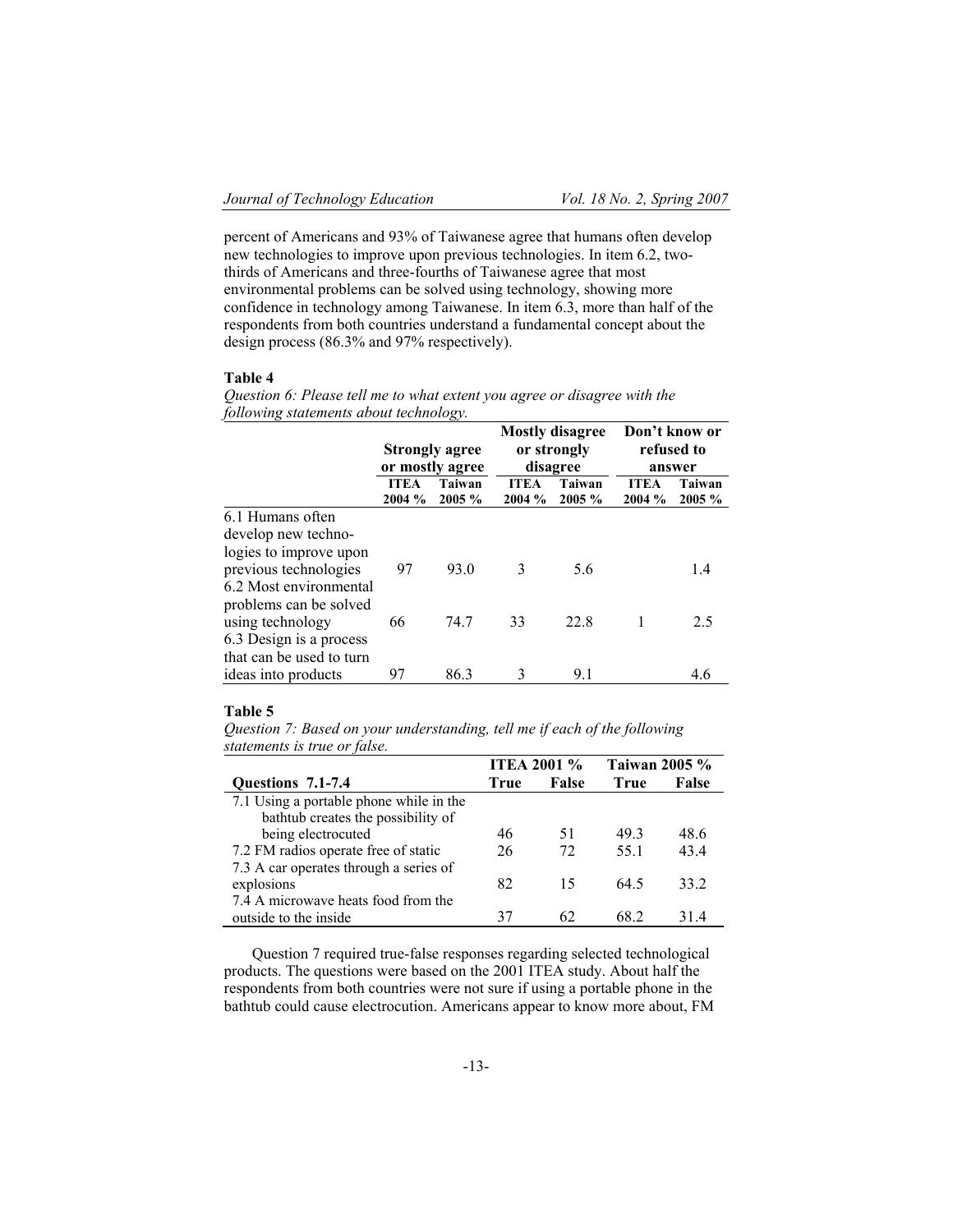percent of Americans and 93% of Taiwanese agree that humans often develop new technologies to improve upon previous technologies. In item 6.2, two-thirds of Americans and three-fourths of Taiwanese agree that most environmental problems can be solved using technology, showing more confidence in technology among Taiwanese. In item 6.3, more than half of the respondents from both countries understand a fundamental concept about the design process (86.3% and 97% respectively).

**Table 4**

*Question 6: Please tell me to what extent you agree or disagree with the following statements about technology.*

| | Strongly agree or mostly agree | | Mostly disagree or strongly disagree | | Don't know or refused to answer | |
|---|---|---|---|---|---|---|
| | ITEA 2004 % | Taiwan 2005 % | ITEA 2004 % | Taiwan 2005 % | ITEA 2004 % | Taiwan 2005 % |
| 6.1 Humans often develop new technologies to improve upon previous technologies | 97 | 93.0 | 3 | 5.6 | | 1.4 |
| 6.2 Most environmental problems can be solved using technology | 66 | 74.7 | 33 | 22.8 | 1 | 2.5 |
| 6.3 Design is a process that can be used to turn ideas into products | 97 | 86.3 | 3 | 9.1 | | 4.6 |

**Table 5**

*Question 7: Based on your understanding, tell me if each of the following statements is true or false.*

| | ITEA 2001 % | | Taiwan 2005 % | |
|---|---|---|---|---|
| **Questions 7.1-7.4** | **True** | **False** | **True** | **False** |
| 7.1 Using a portable phone while in the bathtub creates the possibility of being electrocuted | 46 | 51 | 49.3 | 48.6 |
| 7.2 FM radios operate free of static | 26 | 72 | 55.1 | 43.4 |
| 7.3 A car operates through a series of explosions | 82 | 15 | 64.5 | 33.2 |
| 7.4 A microwave heats food from the outside to the inside | 37 | 62 | 68.2 | 31.4 |

Question 7 required true-false responses regarding selected technological products. The questions were based on the 2001 ITEA study. About half the respondents from both countries were not sure if using a portable phone in the bathtub could cause electrocution. Americans appear to know more about, FM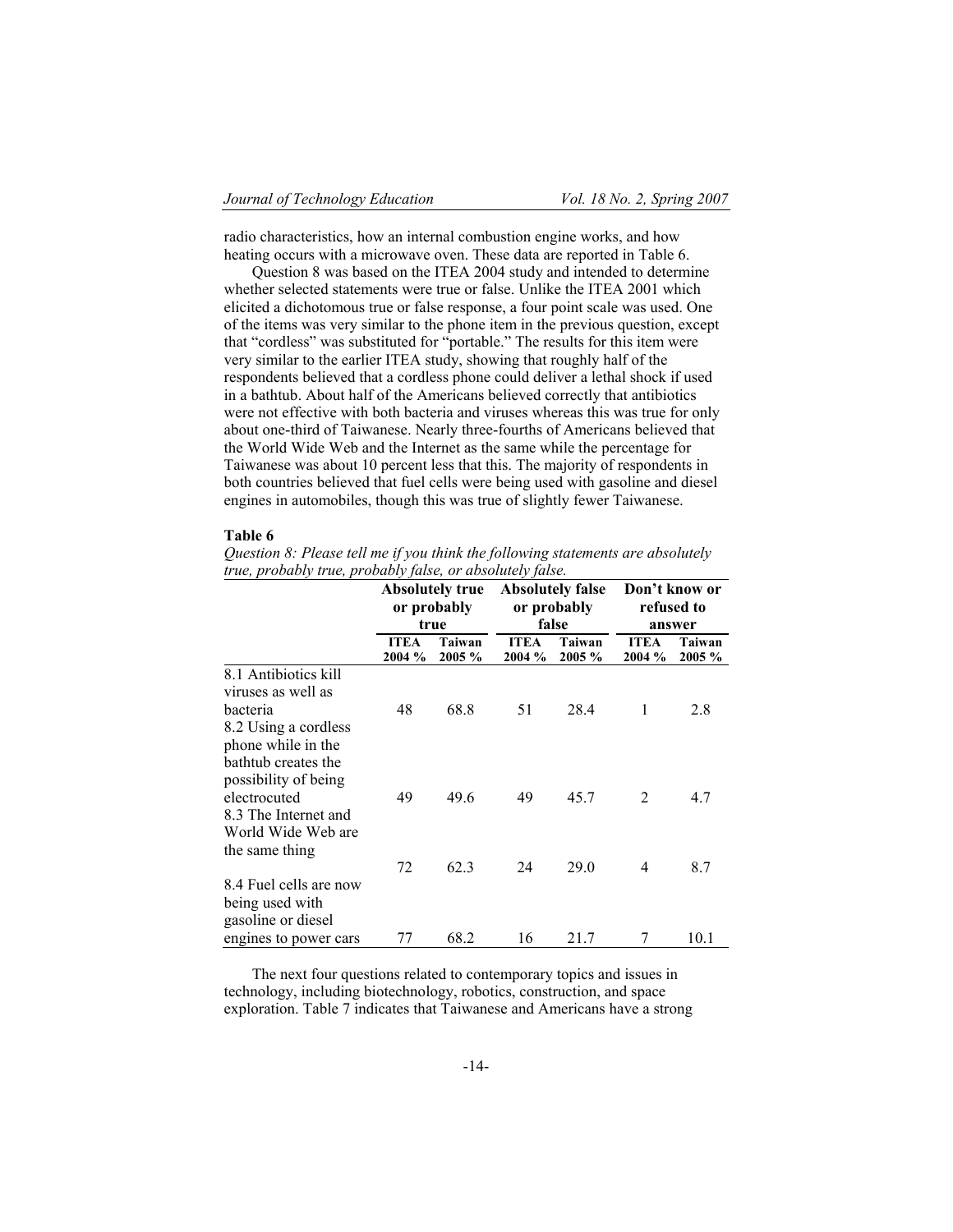radio characteristics, how an internal combustion engine works, and how heating occurs with a microwave oven. These data are reported in Table 6.

Question 8 was based on the ITEA 2004 study and intended to determine whether selected statements were true or false. Unlike the ITEA 2001 which elicited a dichotomous true or false response, a four point scale was used. One of the items was very similar to the phone item in the previous question, except that "cordless" was substituted for "portable." The results for this item were very similar to the earlier ITEA study, showing that roughly half of the respondents believed that a cordless phone could deliver a lethal shock if used in a bathtub. About half of the Americans believed correctly that antibiotics were not effective with both bacteria and viruses whereas this was true for only about one-third of Taiwanese. Nearly three-fourths of Americans believed that the World Wide Web and the Internet as the same while the percentage for Taiwanese was about 10 percent less that this. The majority of respondents in both countries believed that fuel cells were being used with gasoline and diesel engines in automobiles, though this was true of slightly fewer Taiwanese.

**Table 6**

*Question 8: Please tell me if you think the following statements are absolutely true, probably true, probably false, or absolutely false.*

| | Absolutely true or probably true | | Absolutely false or probably false | | Don't know or refused to answer | |
|---|---|---|---|---|---|---|
| | ITEA 2004 % | Taiwan 2005 % | ITEA 2004 % | Taiwan 2005 % | ITEA 2004 % | Taiwan 2005 % |
| 8.1 Antibiotics kill viruses as well as bacteria | 48 | 68.8 | 51 | 28.4 | 1 | 2.8 |
| 8.2 Using a cordless phone while in the bathtub creates the possibility of being electrocuted | 49 | 49.6 | 49 | 45.7 | 2 | 4.7 |
| 8.3 The Internet and World Wide Web are the same thing | 72 | 62.3 | 24 | 29.0 | 4 | 8.7 |
| 8.4 Fuel cells are now being used with gasoline or diesel engines to power cars | 77 | 68.2 | 16 | 21.7 | 7 | 10.1 |

The next four questions related to contemporary topics and issues in technology, including biotechnology, robotics, construction, and space exploration. Table 7 indicates that Taiwanese and Americans have a strong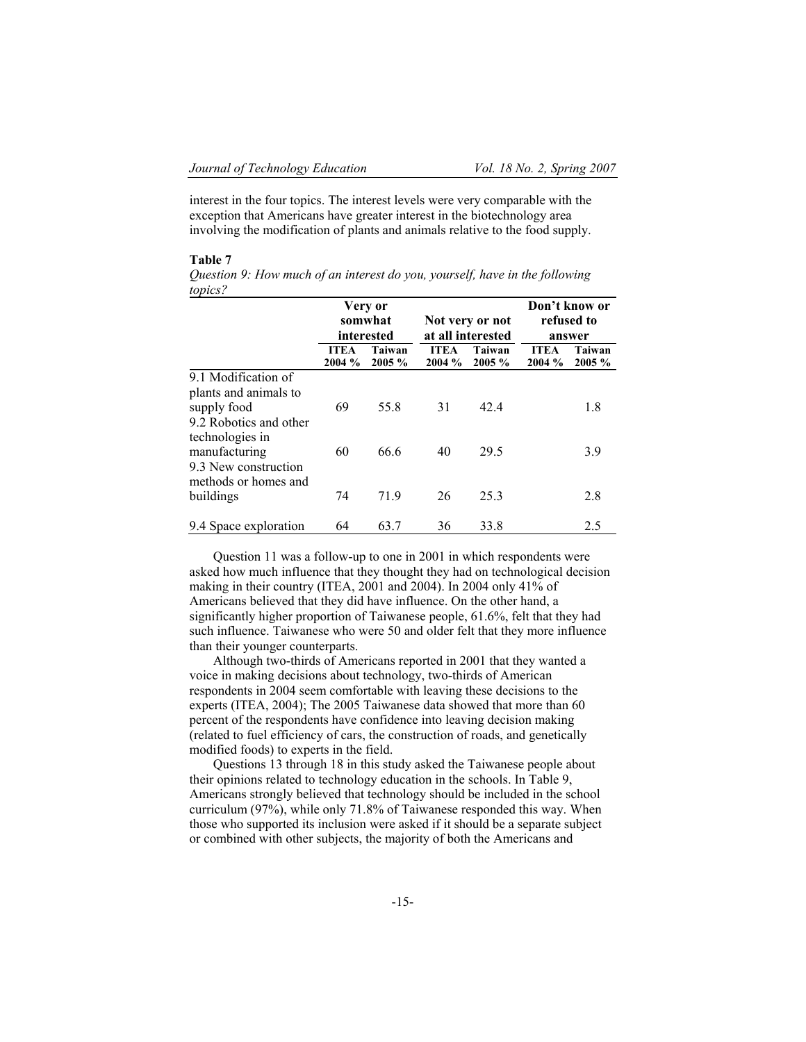interest in the four topics. The interest levels were very comparable with the exception that Americans have greater interest in the biotechnology area involving the modification of plants and animals relative to the food supply.

**Table 7**

*Question 9: How much of an interest do you, yourself, have in the following topics?*

| | Very or somwhat interested | | Not very or not at all interested | | Don't know or refused to answer | |
|---|---|---|---|---|---|---|
| | **ITEA 2004 %** | **Taiwan 2005 %** | **ITEA 2004 %** | **Taiwan 2005 %** | **ITEA 2004 %** | **Taiwan 2005 %** |
| 9.1 Modification of plants and animals to supply food | 69 | 55.8 | 31 | 42.4 | | 1.8 |
| 9.2 Robotics and other technologies in manufacturing | 60 | 66.6 | 40 | 29.5 | | 3.9 |
| 9.3 New construction methods or homes and buildings | 74 | 71.9 | 26 | 25.3 | | 2.8 |
| 9.4 Space exploration | 64 | 63.7 | 36 | 33.8 | | 2.5 |

Question 11 was a follow-up to one in 2001 in which respondents were asked how much influence that they thought they had on technological decision making in their country (ITEA, 2001 and 2004). In 2004 only 41% of Americans believed that they did have influence. On the other hand, a significantly higher proportion of Taiwanese people, 61.6%, felt that they had such influence. Taiwanese who were 50 and older felt that they more influence than their younger counterparts.

Although two-thirds of Americans reported in 2001 that they wanted a voice in making decisions about technology, two-thirds of American respondents in 2004 seem comfortable with leaving these decisions to the experts (ITEA, 2004); The 2005 Taiwanese data showed that more than 60 percent of the respondents have confidence into leaving decision making (related to fuel efficiency of cars, the construction of roads, and genetically modified foods) to experts in the field.

Questions 13 through 18 in this study asked the Taiwanese people about their opinions related to technology education in the schools. In Table 9, Americans strongly believed that technology should be included in the school curriculum (97%), while only 71.8% of Taiwanese responded this way. When those who supported its inclusion were asked if it should be a separate subject or combined with other subjects, the majority of both the Americans and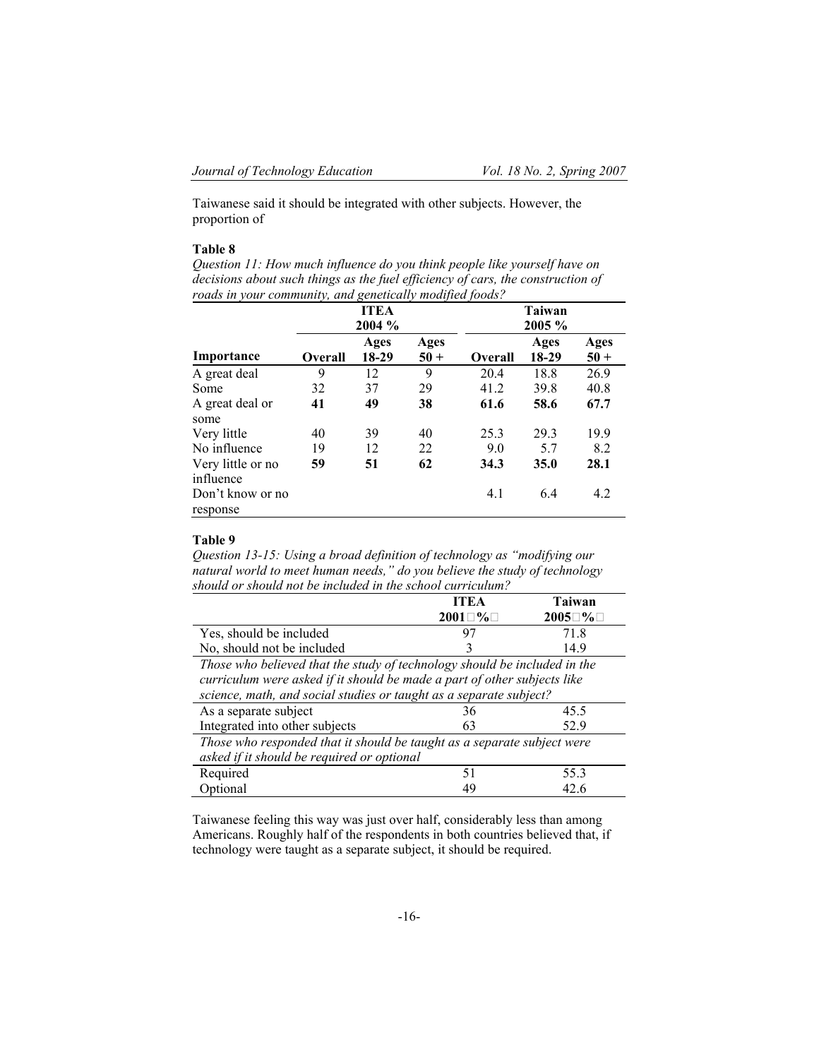Taiwanese said it should be integrated with other subjects. However, the proportion of

**Table 8**

*Question 11: How much influence do you think people like yourself have on decisions about such things as the fuel efficiency of cars, the construction of roads in your community, and genetically modified foods?*

| | ITEA 2004 % | | | Taiwan 2005 % | | |
|---|---|---|---|---|---|---|
| **Importance** | **Overall** | **Ages 18-29** | **Ages 50 +** | **Overall** | **Ages 18-29** | **Ages 50 +** |
| A great deal | 9 | 12 | 9 | 20.4 | 18.8 | 26.9 |
| Some | 32 | 37 | 29 | 41.2 | 39.8 | 40.8 |
| A great deal or some | **41** | **49** | **38** | **61.6** | **58.6** | **67.7** |
| Very little | 40 | 39 | 40 | 25.3 | 29.3 | 19.9 |
| No influence | 19 | 12 | 22 | 9.0 | 5.7 | 8.2 |
| Very little or no influence | **59** | **51** | **62** | **34.3** | **35.0** | **28.1** |
| Don't know or no response | | | | 4.1 | 6.4 | 4.2 |

**Table 9**

*Question 13-15: Using a broad definition of technology as "modifying our natural world to meet human needs," do you believe the study of technology should or should not be included in the school curriculum?*

| | ITEA 2001 (%) | Taiwan 2005 (%) |
|---|---|---|
| Yes, should be included | 97 | 71.8 |
| No, should not be included | 3 | 14.9 |
| *Those who believed that the study of technology should be included in the curriculum were asked if it should be made a part of other subjects like science, math, and social studies or taught as a separate subject?* | | |
| As a separate subject | 36 | 45.5 |
| Integrated into other subjects | 63 | 52.9 |
| *Those who responded that it should be taught as a separate subject were asked if it should be required or optional* | | |
| Required | 51 | 55.3 |
| Optional | 49 | 42.6 |

Taiwanese feeling this way was just over half, considerably less than among Americans. Roughly half of the respondents in both countries believed that, if technology were taught as a separate subject, it should be required.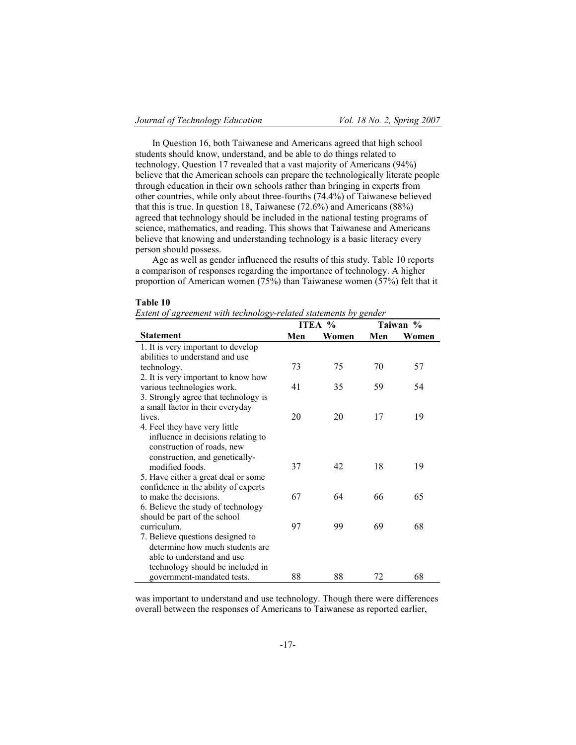In Question 16, both Taiwanese and Americans agreed that high school students should know, understand, and be able to do things related to technology. Question 17 revealed that a vast majority of Americans (94%) believe that the American schools can prepare the technologically literate people through education in their own schools rather than bringing in experts from other countries, while only about three-fourths (74.4%) of Taiwanese believed that this is true. In question 18, Taiwanese (72.6%) and Americans (88%) agreed that technology should be included in the national testing programs of science, mathematics, and reading. This shows that Taiwanese and Americans believe that knowing and understanding technology is a basic literacy every person should possess.

Age as well as gender influenced the results of this study. Table 10 reports a comparison of responses regarding the importance of technology. A higher proportion of American women (75%) than Taiwanese women (57%) felt that it

**Table 10**

*Extent of agreement with technology-related statements by gender*

| | ITEA % | | Taiwan % | |
|---|---|---|---|---|
| **Statement** | **Men** | **Women** | **Men** | **Women** |
| 1. It is very important to develop abilities to understand and use technology. | 73 | 75 | 70 | 57 |
| 2. It is very important to know how various technologies work. | 41 | 35 | 59 | 54 |
| 3. Strongly agree that technology is a small factor in their everyday lives. | 20 | 20 | 17 | 19 |
| 4. Feel they have very little influence in decisions relating to construction of roads, new construction, and genetically-modified foods. | 37 | 42 | 18 | 19 |
| 5. Have either a great deal or some confidence in the ability of experts to make the decisions. | 67 | 64 | 66 | 65 |
| 6. Believe the study of technology should be part of the school curriculum. | 97 | 99 | 69 | 68 |
| 7. Believe questions designed to determine how much students are able to understand and use technology should be included in government-mandated tests. | 88 | 88 | 72 | 68 |

was important to understand and use technology. Though there were differences overall between the responses of Americans to Taiwanese as reported earlier,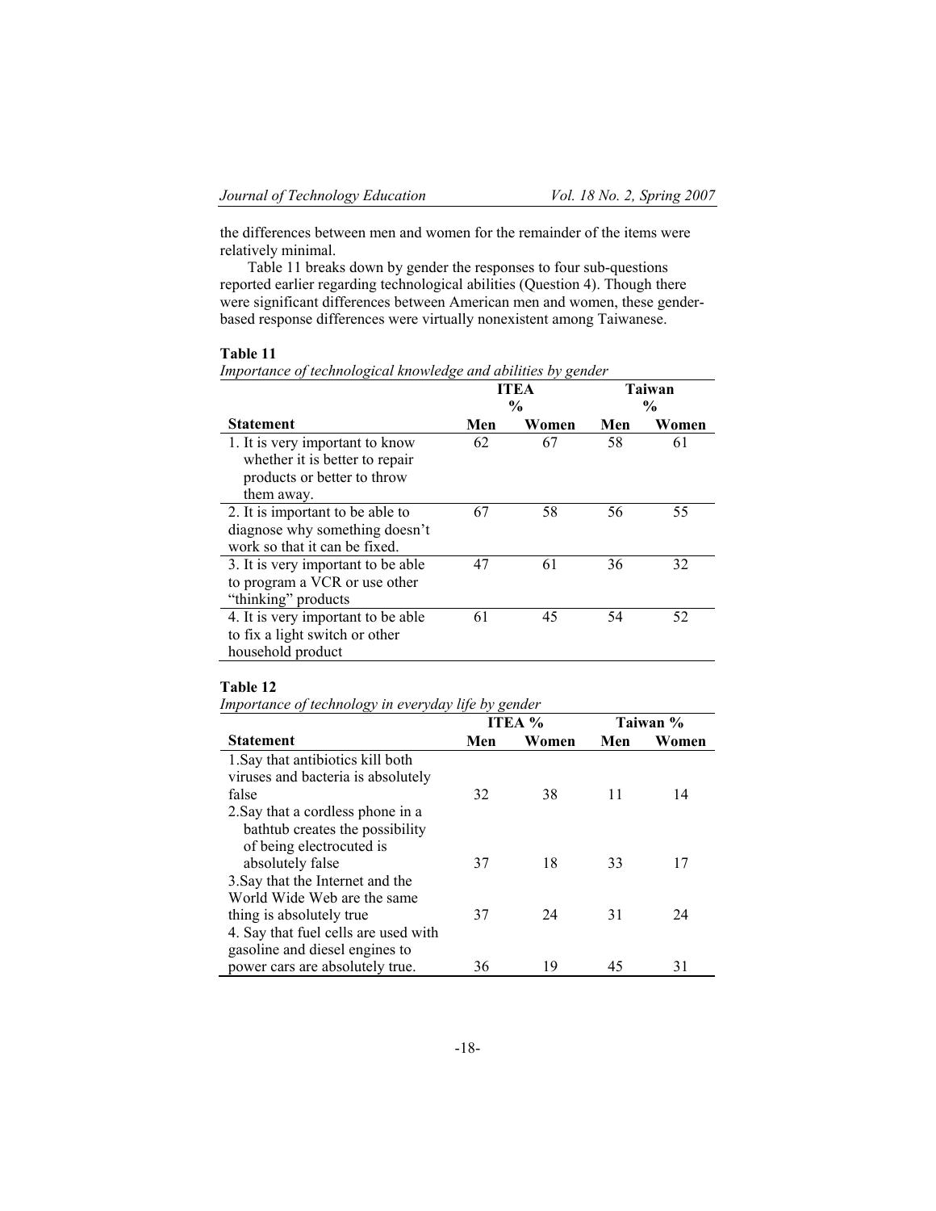the differences between men and women for the remainder of the items were relatively minimal.

Table 11 breaks down by gender the responses to four sub-questions reported earlier regarding technological abilities (Question 4). Though there were significant differences between American men and women, these gender-based response differences were virtually nonexistent among Taiwanese.

**Table 11**

*Importance of technological knowledge and abilities by gender*

| | ITEA % | | Taiwan % | |
|---|---|---|---|---|
| **Statement** | **Men** | **Women** | **Men** | **Women** |
| 1. It is very important to know whether it is better to repair products or better to throw them away. | 62 | 67 | 58 | 61 |
| 2. It is important to be able to diagnose why something doesn't work so that it can be fixed. | 67 | 58 | 56 | 55 |
| 3. It is very important to be able to program a VCR or use other "thinking" products | 47 | 61 | 36 | 32 |
| 4. It is very important to be able to fix a light switch or other household product | 61 | 45 | 54 | 52 |

**Table 12**

*Importance of technology in everyday life by gender*

| | ITEA % | | Taiwan % | |
|---|---|---|---|---|
| **Statement** | **Men** | **Women** | **Men** | **Women** |
| 1.Say that antibiotics kill both viruses and bacteria is absolutely false | 32 | 38 | 11 | 14 |
| 2.Say that a cordless phone in a bathtub creates the possibility of being electrocuted is absolutely false | 37 | 18 | 33 | 17 |
| 3.Say that the Internet and the World Wide Web are the same thing is absolutely true | 37 | 24 | 31 | 24 |
| 4. Say that fuel cells are used with gasoline and diesel engines to power cars are absolutely true. | 36 | 19 | 45 | 31 |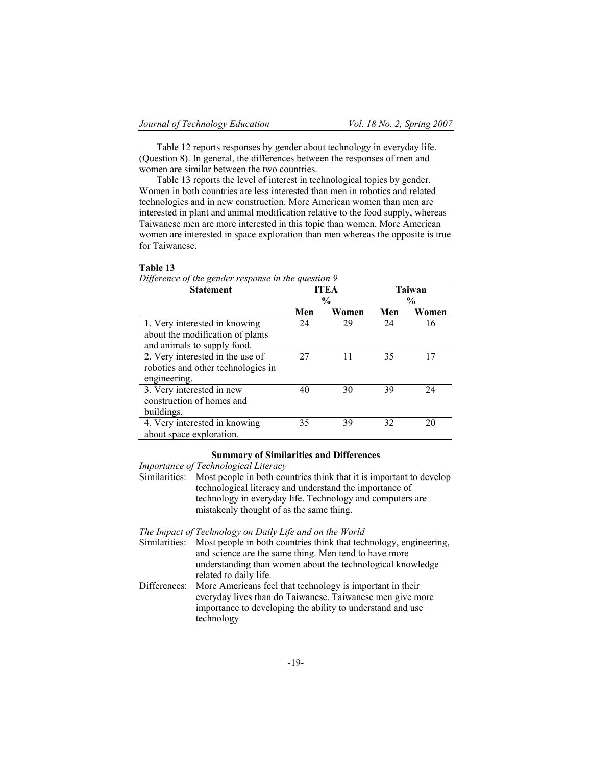Table 12 reports responses by gender about technology in everyday life. (Question 8). In general, the differences between the responses of men and women are similar between the two countries.

Table 13 reports the level of interest in technological topics by gender. Women in both countries are less interested than men in robotics and related technologies and in new construction. More American women than men are interested in plant and animal modification relative to the food supply, whereas Taiwanese men are more interested in this topic than women. More American women are interested in space exploration than men whereas the opposite is true for Taiwanese.

**Table 13**

*Difference of the gender response in the question 9*

| Statement | ITEA % | | Taiwan % | |
|---|---|---|---|---|
| | Men | Women | Men | Women |
| 1. Very interested in knowing about the modification of plants and animals to supply food. | 24 | 29 | 24 | 16 |
| 2. Very interested in the use of robotics and other technologies in engineering. | 27 | 11 | 35 | 17 |
| 3. Very interested in new construction of homes and buildings. | 40 | 30 | 39 | 24 |
| 4. Very interested in knowing about space exploration. | 35 | 39 | 32 | 20 |

**Summary of Similarities and Differences**

*Importance of Technological Literacy*

Similarities: Most people in both countries think that it is important to develop technological literacy and understand the importance of technology in everyday life. Technology and computers are mistakenly thought of as the same thing.

*The Impact of Technology on Daily Life and on the World*

Similarities: Most people in both countries think that technology, engineering, and science are the same thing. Men tend to have more understanding than women about the technological knowledge related to daily life.

Differences: More Americans feel that technology is important in their everyday lives than do Taiwanese. Taiwanese men give more importance to developing the ability to understand and use technology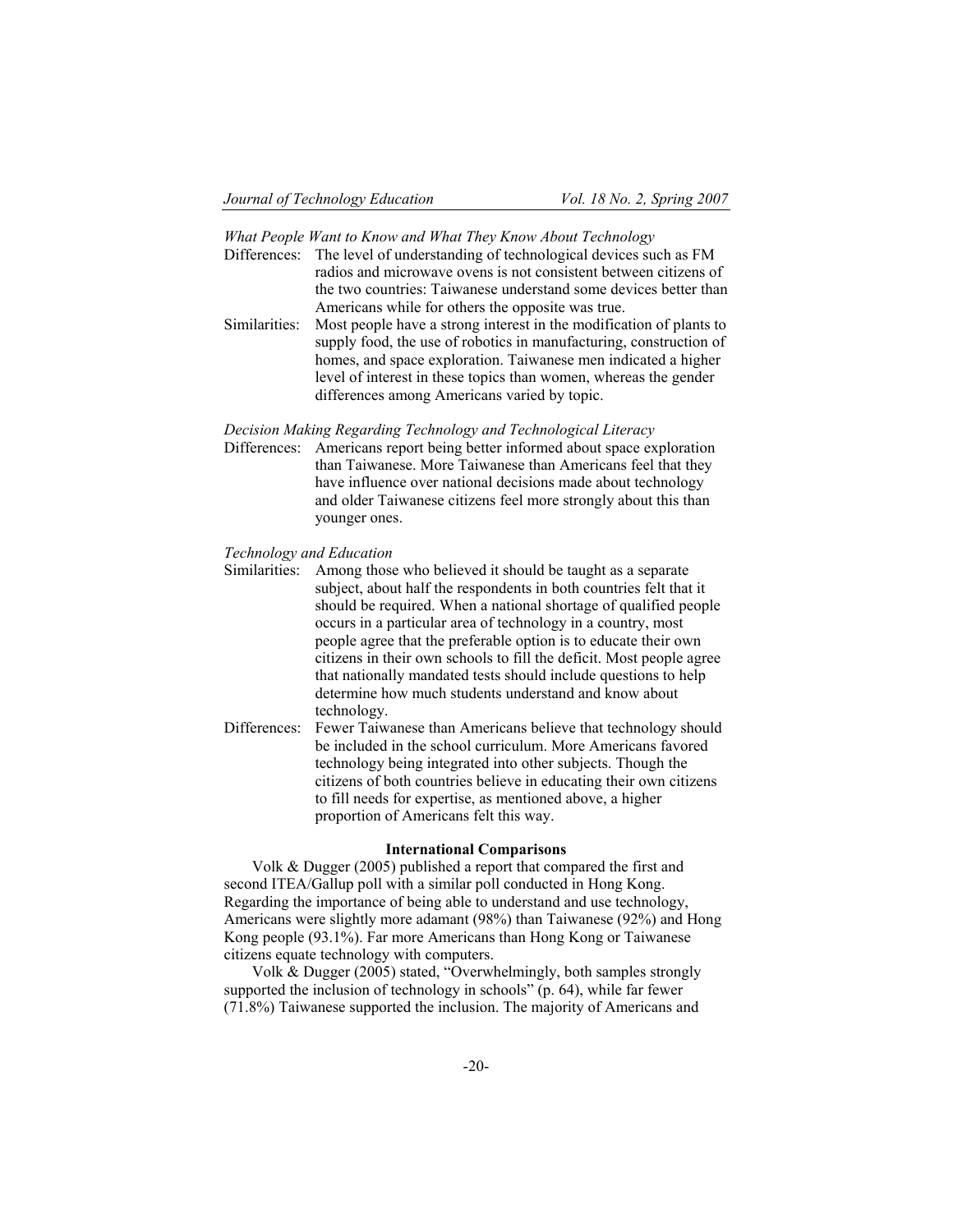*What People Want to Know and What They Know About Technology*

Differences: The level of understanding of technological devices such as FM radios and microwave ovens is not consistent between citizens of the two countries: Taiwanese understand some devices better than Americans while for others the opposite was true.

Similarities: Most people have a strong interest in the modification of plants to supply food, the use of robotics in manufacturing, construction of homes, and space exploration. Taiwanese men indicated a higher level of interest in these topics than women, whereas the gender differences among Americans varied by topic.

*Decision Making Regarding Technology and Technological Literacy*

Differences: Americans report being better informed about space exploration than Taiwanese. More Taiwanese than Americans feel that they have influence over national decisions made about technology and older Taiwanese citizens feel more strongly about this than younger ones.

*Technology and Education*

Similarities: Among those who believed it should be taught as a separate subject, about half the respondents in both countries felt that it should be required. When a national shortage of qualified people occurs in a particular area of technology in a country, most people agree that the preferable option is to educate their own citizens in their own schools to fill the deficit. Most people agree that nationally mandated tests should include questions to help determine how much students understand and know about technology.

Differences: Fewer Taiwanese than Americans believe that technology should be included in the school curriculum. More Americans favored technology being integrated into other subjects. Though the citizens of both countries believe in educating their own citizens to fill needs for expertise, as mentioned above, a higher proportion of Americans felt this way.

## International Comparisons

Volk & Dugger (2005) published a report that compared the first and second ITEA/Gallup poll with a similar poll conducted in Hong Kong. Regarding the importance of being able to understand and use technology, Americans were slightly more adamant (98%) than Taiwanese (92%) and Hong Kong people (93.1%). Far more Americans than Hong Kong or Taiwanese citizens equate technology with computers.

Volk & Dugger (2005) stated, "Overwhelmingly, both samples strongly supported the inclusion of technology in schools" (p. 64), while far fewer (71.8%) Taiwanese supported the inclusion. The majority of Americans and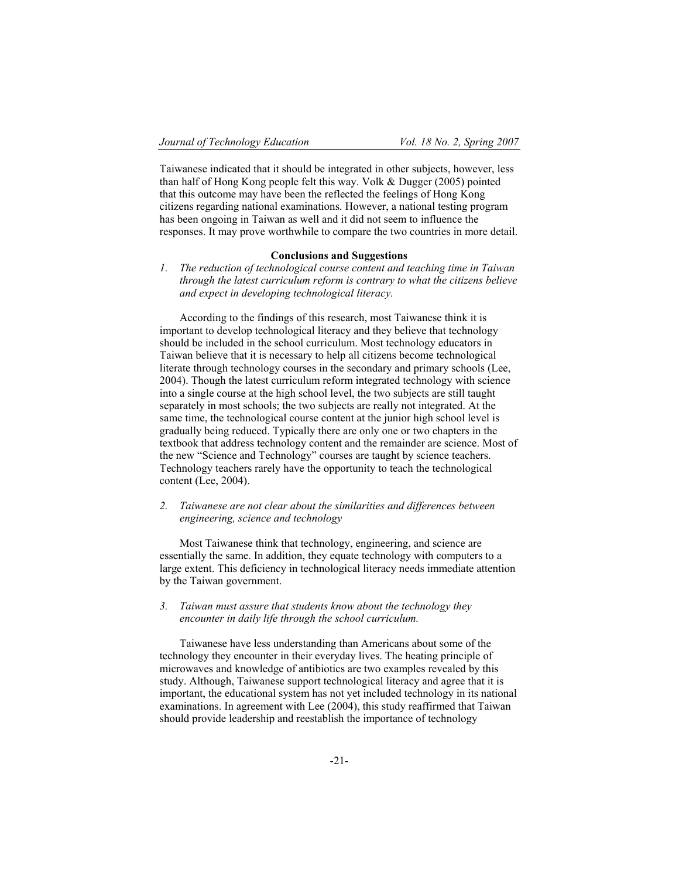Taiwanese indicated that it should be integrated in other subjects, however, less than half of Hong Kong people felt this way. Volk & Dugger (2005) pointed that this outcome may have been the reflected the feelings of Hong Kong citizens regarding national examinations. However, a national testing program has been ongoing in Taiwan as well and it did not seem to influence the responses. It may prove worthwhile to compare the two countries in more detail.

## Conclusions and Suggestions

1. *The reduction of technological course content and teaching time in Taiwan through the latest curriculum reform is contrary to what the citizens believe and expect in developing technological literacy.*

According to the findings of this research, most Taiwanese think it is important to develop technological literacy and they believe that technology should be included in the school curriculum. Most technology educators in Taiwan believe that it is necessary to help all citizens become technological literate through technology courses in the secondary and primary schools (Lee, 2004). Though the latest curriculum reform integrated technology with science into a single course at the high school level, the two subjects are still taught separately in most schools; the two subjects are really not integrated. At the same time, the technological course content at the junior high school level is gradually being reduced. Typically there are only one or two chapters in the textbook that address technology content and the remainder are science. Most of the new "Science and Technology" courses are taught by science teachers. Technology teachers rarely have the opportunity to teach the technological content (Lee, 2004).

2. *Taiwanese are not clear about the similarities and differences between engineering, science and technology*

Most Taiwanese think that technology, engineering, and science are essentially the same. In addition, they equate technology with computers to a large extent. This deficiency in technological literacy needs immediate attention by the Taiwan government.

3. *Taiwan must assure that students know about the technology they encounter in daily life through the school curriculum.*

Taiwanese have less understanding than Americans about some of the technology they encounter in their everyday lives. The heating principle of microwaves and knowledge of antibiotics are two examples revealed by this study. Although, Taiwanese support technological literacy and agree that it is important, the educational system has not yet included technology in its national examinations. In agreement with Lee (2004), this study reaffirmed that Taiwan should provide leadership and reestablish the importance of technology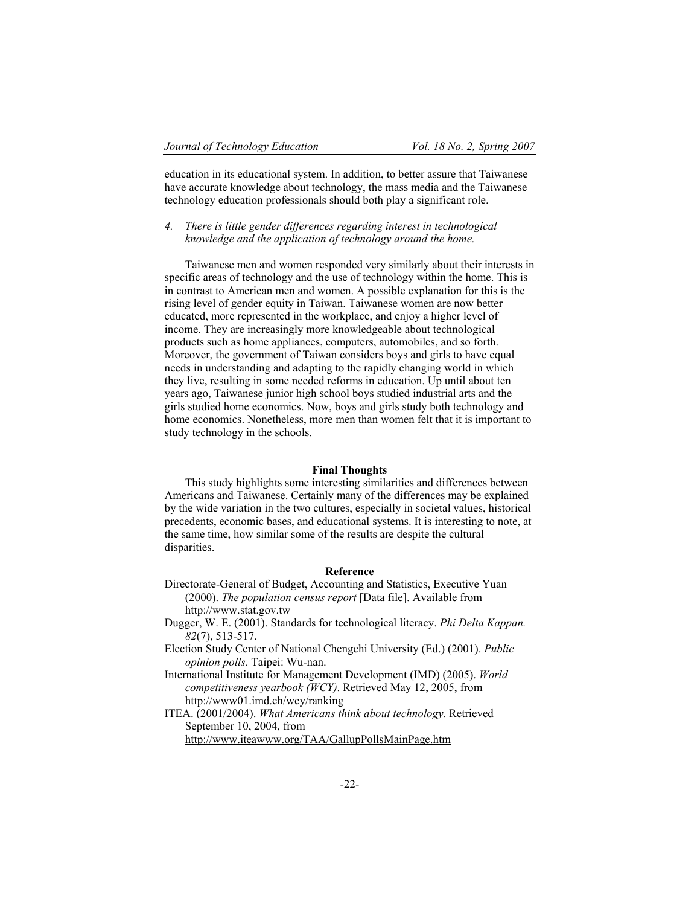education in its educational system. In addition, to better assure that Taiwanese have accurate knowledge about technology, the mass media and the Taiwanese technology education professionals should both play a significant role.

4. *There is little gender differences regarding interest in technological knowledge and the application of technology around the home.*

Taiwanese men and women responded very similarly about their interests in specific areas of technology and the use of technology within the home. This is in contrast to American men and women. A possible explanation for this is the rising level of gender equity in Taiwan. Taiwanese women are now better educated, more represented in the workplace, and enjoy a higher level of income. They are increasingly more knowledgeable about technological products such as home appliances, computers, automobiles, and so forth. Moreover, the government of Taiwan considers boys and girls to have equal needs in understanding and adapting to the rapidly changing world in which they live, resulting in some needed reforms in education. Up until about ten years ago, Taiwanese junior high school boys studied industrial arts and the girls studied home economics. Now, boys and girls study both technology and home economics. Nonetheless, more men than women felt that it is important to study technology in the schools.

## Final Thoughts

This study highlights some interesting similarities and differences between Americans and Taiwanese. Certainly many of the differences may be explained by the wide variation in the two cultures, especially in societal values, historical precedents, economic bases, and educational systems. It is interesting to note, at the same time, how similar some of the results are despite the cultural disparities.

## Reference

Directorate-General of Budget, Accounting and Statistics, Executive Yuan (2000). *The population census report* [Data file]. Available from http://www.stat.gov.tw

Dugger, W. E. (2001). Standards for technological literacy. *Phi Delta Kappan. 82*(7), 513-517.

Election Study Center of National Chengchi University (Ed.) (2001). *Public opinion polls.* Taipei: Wu-nan.

International Institute for Management Development (IMD) (2005). *World competitiveness yearbook (WCY)*. Retrieved May 12, 2005, from http://www01.imd.ch/wcy/ranking

ITEA. (2001/2004). *What Americans think about technology.* Retrieved September 10, 2004, from http://www.iteawww.org/TAA/GallupPollsMainPage.htm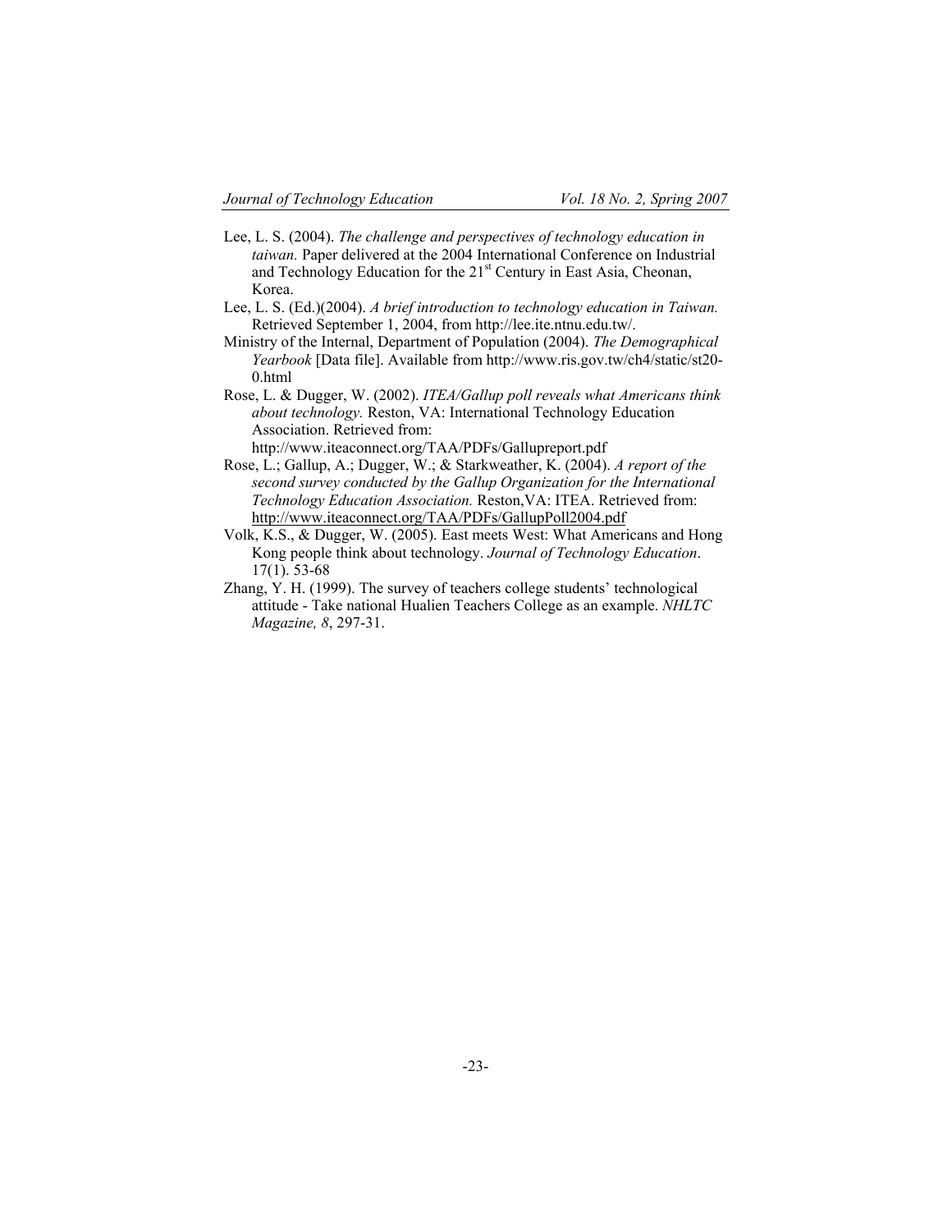Lee, L. S. (2004). *The challenge and perspectives of technology education in taiwan.* Paper delivered at the 2004 International Conference on Industrial and Technology Education for the 21st Century in East Asia, Cheonan, Korea.

Lee, L. S. (Ed.)(2004). *A brief introduction to technology education in Taiwan.* Retrieved September 1, 2004, from http://lee.ite.ntnu.edu.tw/.

Ministry of the Internal, Department of Population (2004). *The Demographical Yearbook* [Data file]. Available from http://www.ris.gov.tw/ch4/static/st20-0.html

Rose, L. & Dugger, W. (2002). *ITEA/Gallup poll reveals what Americans think about technology.* Reston, VA: International Technology Education Association. Retrieved from: http://www.iteaconnect.org/TAA/PDFs/Gallupreport.pdf

Rose, L.; Gallup, A.; Dugger, W.; & Starkweather, K. (2004). *A report of the second survey conducted by the Gallup Organization for the International Technology Education Association.* Reston,VA: ITEA. Retrieved from: http://www.iteaconnect.org/TAA/PDFs/GallupPoll2004.pdf

Volk, K.S., & Dugger, W. (2005). East meets West: What Americans and Hong Kong people think about technology. *Journal of Technology Education*. 17(1). 53-68

Zhang, Y. H. (1999). The survey of teachers college students' technological attitude - Take national Hualien Teachers College as an example. *NHLTC Magazine, 8*, 297-31.